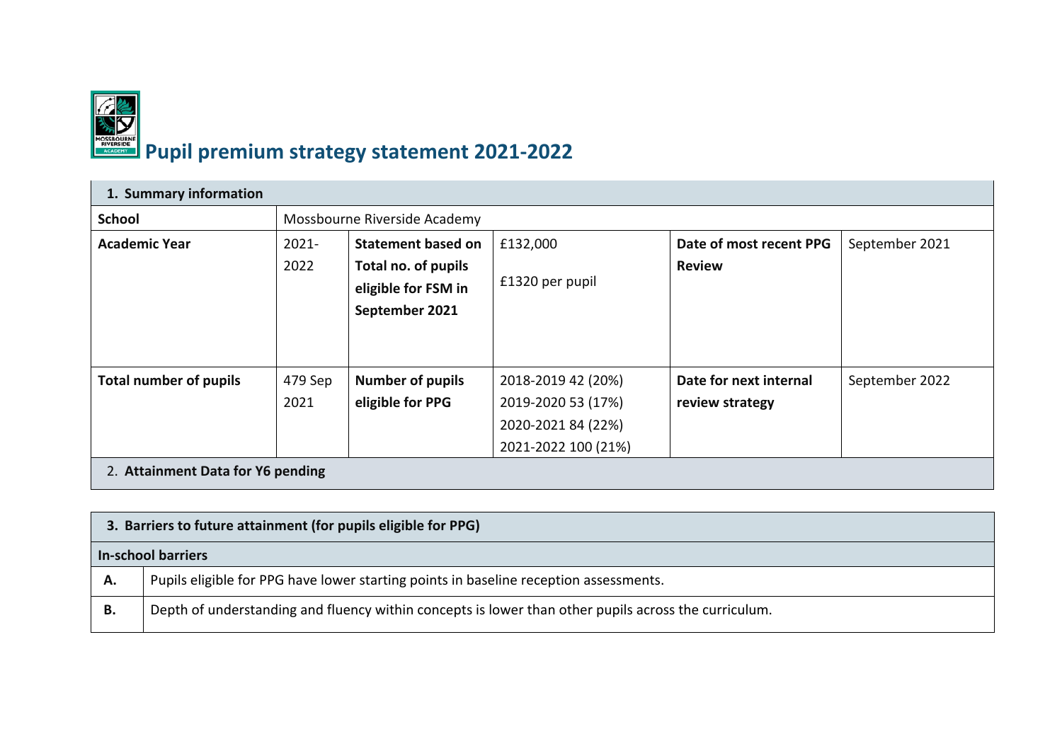# Pupil premium strategy statement 2021-2022

| 1. Summary information | | | | | |
|---|---|---|---|---|---|
| **School** | Mossbourne Riverside Academy | | | | |
| **Academic Year** | 2021-2022 | **Statement based on Total no. of pupils eligible for FSM in September 2021** | £132,000<br><br>£1320 per pupil | **Date of most recent PPG Review** | September 2021 |
| **Total number of pupils** | 479 Sep 2021 | **Number of pupils eligible for PPG** | 2018-2019 42 (20%)<br>2019-2020 53 (17%)<br>2020-2021 84 (22%)<br>2021-2022 100 (21%) | **Date for next internal review strategy** | September 2022 |
| 2. **Attainment Data for Y6 pending** | | | | | |

| 3. Barriers to future attainment (for pupils eligible for PPG) | |
|---|---|
| **In-school barriers** | |
| **A.** | Pupils eligible for PPG have lower starting points in baseline reception assessments. |
| **B.** | Depth of understanding and fluency within concepts is lower than other pupils across the curriculum. |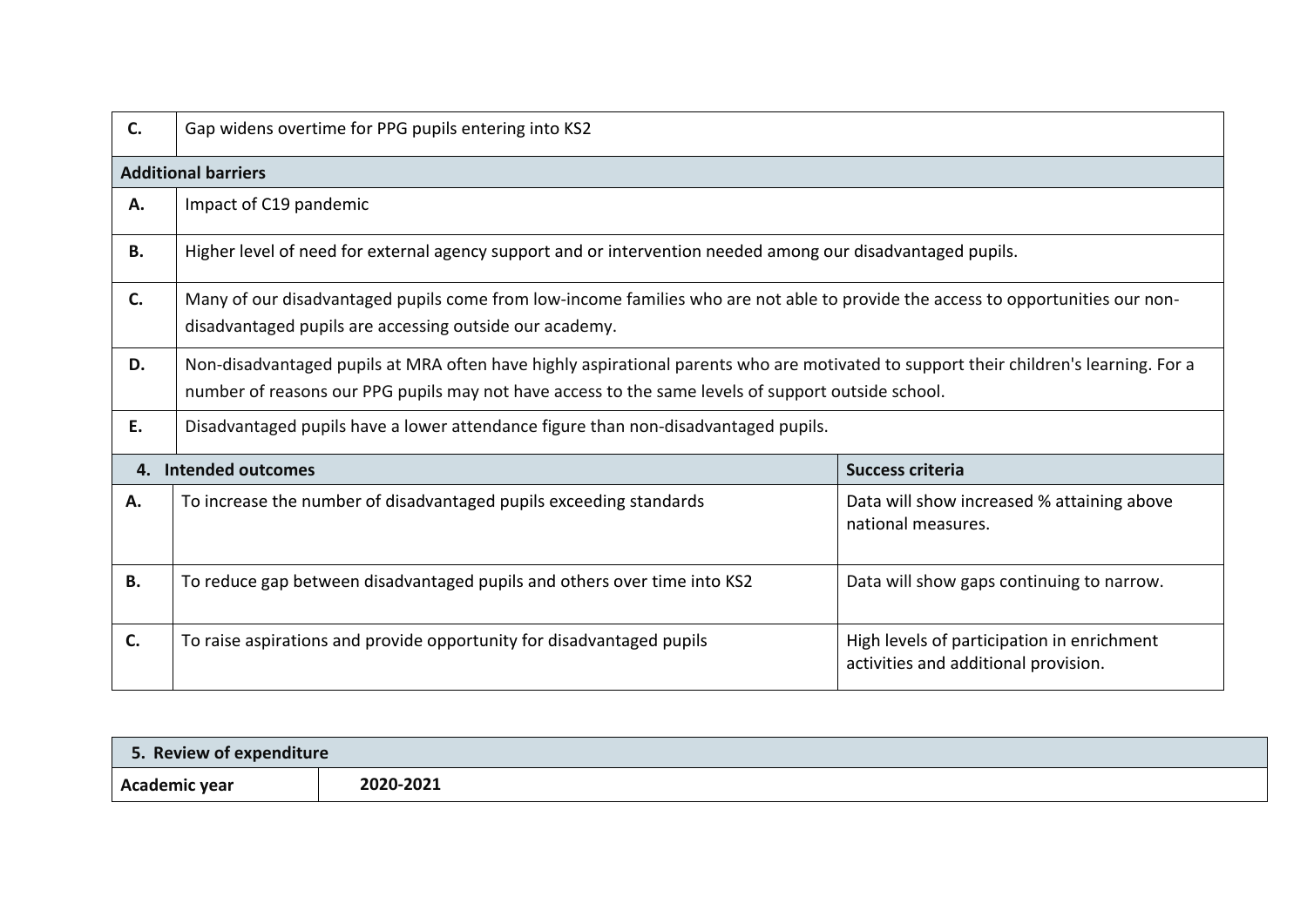| | |
|---|---|
| **C.** | Gap widens overtime for PPG pupils entering into KS2 |
| **Additional barriers** | |
| **A.** | Impact of C19 pandemic |
| **B.** | Higher level of need for external agency support and or intervention needed among our disadvantaged pupils. |
| **C.** | Many of our disadvantaged pupils come from low-income families who are not able to provide the access to opportunities our non-disadvantaged pupils are accessing outside our academy. |
| **D.** | Non-disadvantaged pupils at MRA often have highly aspirational parents who are motivated to support their children's learning. For a number of reasons our PPG pupils may not have access to the same levels of support outside school. |
| **E.** | Disadvantaged pupils have a lower attendance figure than non-disadvantaged pupils. |

| **4. Intended outcomes** | | **Success criteria** |
|---|---|---|
| **A.** | To increase the number of disadvantaged pupils exceeding standards | Data will show increased % attaining above national measures. |
| **B.** | To reduce gap between disadvantaged pupils and others over time into KS2 | Data will show gaps continuing to narrow. |
| **C.** | To raise aspirations and provide opportunity for disadvantaged pupils | High levels of participation in enrichment activities and additional provision. |

| **5. Review of expenditure** | |
|---|---|
| **Academic year** | **2020-2021** |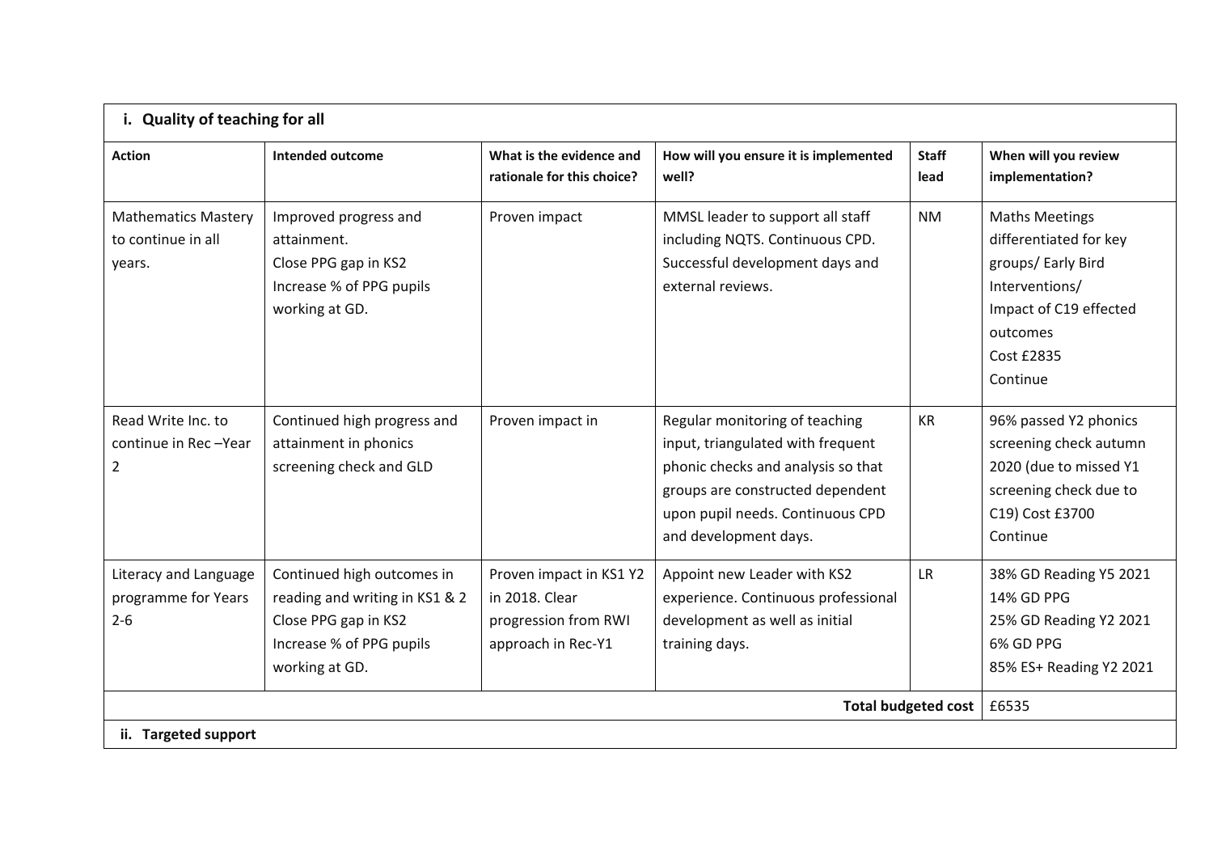| **i. Quality of teaching for all** | | | | | |
|---|---|---|---|---|---|
| **Action** | **Intended outcome** | **What is the evidence and rationale for this choice?** | **How will you ensure it is implemented well?** | **Staff lead** | **When will you review implementation?** |
| Mathematics Mastery to continue in all years. | Improved progress and attainment.<br>Close PPG gap in KS2<br>Increase % of PPG pupils working at GD. | Proven impact | MMSL leader to support all staff including NQTS. Continuous CPD. Successful development days and external reviews. | NM | Maths Meetings differentiated for key groups/ Early Bird Interventions/<br>Impact of C19 effected outcomes<br>Cost £2835<br>Continue |
| Read Write Inc. to continue in Rec –Year 2 | Continued high progress and attainment in phonics screening check and GLD | Proven impact in | Regular monitoring of teaching input, triangulated with frequent phonic checks and analysis so that groups are constructed dependent upon pupil needs. Continuous CPD and development days. | KR | 96% passed Y2 phonics screening check autumn 2020 (due to missed Y1 screening check due to C19) Cost £3700<br>Continue |
| Literacy and Language programme for Years 2-6 | Continued high outcomes in reading and writing in KS1 & 2<br>Close PPG gap in KS2<br>Increase % of PPG pupils working at GD. | Proven impact in KS1 Y2 in 2018. Clear progression from RWI approach in Rec-Y1 | Appoint new Leader with KS2 experience. Continuous professional development as well as initial training days. | LR | 38% GD Reading Y5 2021<br>14% GD PPG<br>25% GD Reading Y2 2021<br>6% GD PPG<br>85% ES+ Reading Y2 2021 |
| | | | | **Total budgeted cost** | £6535 |

**ii. Targeted support**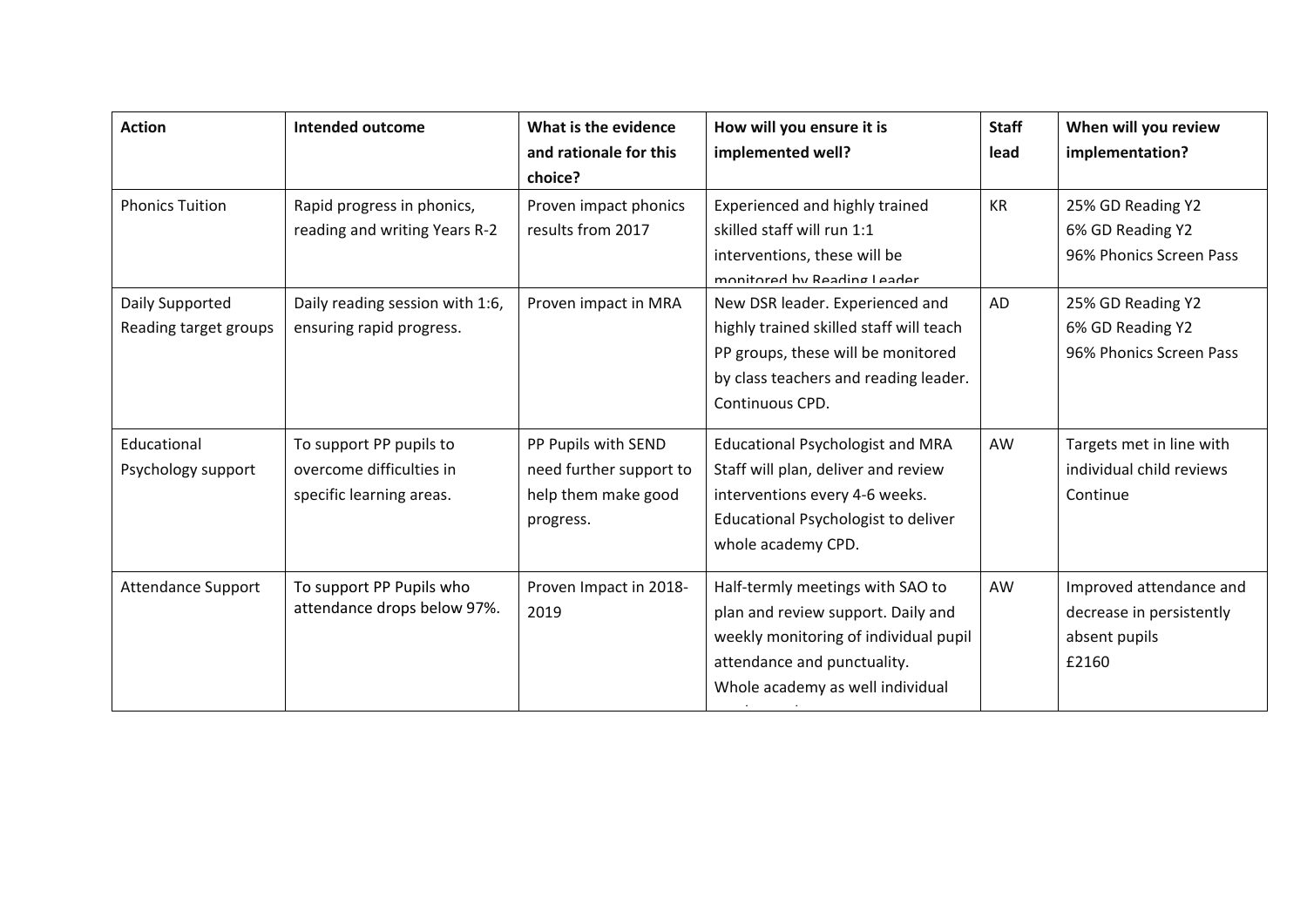| Action | Intended outcome | What is the evidence and rationale for this choice? | How will you ensure it is implemented well? | Staff lead | When will you review implementation? |
|---|---|---|---|---|---|
| Phonics Tuition | Rapid progress in phonics, reading and writing Years R-2 | Proven impact phonics results from 2017 | Experienced and highly trained skilled staff will run 1:1 interventions, these will be monitored by Reading Leader | KR | 25% GD Reading Y2<br>6% GD Reading Y2<br>96% Phonics Screen Pass |
| Daily Supported Reading target groups | Daily reading session with 1:6, ensuring rapid progress. | Proven impact in MRA | New DSR leader. Experienced and highly trained skilled staff will teach PP groups, these will be monitored by class teachers and reading leader. Continuous CPD. | AD | 25% GD Reading Y2<br>6% GD Reading Y2<br>96% Phonics Screen Pass |
| Educational Psychology support | To support PP pupils to overcome difficulties in specific learning areas. | PP Pupils with SEND need further support to help them make good progress. | Educational Psychologist and MRA Staff will plan, deliver and review interventions every 4-6 weeks.<br>Educational Psychologist to deliver whole academy CPD. | AW | Targets met in line with individual child reviews<br>Continue |
| Attendance Support | To support PP Pupils who attendance drops below 97%. | Proven Impact in 2018-2019 | Half-termly meetings with SAO to plan and review support. Daily and weekly monitoring of individual pupil attendance and punctuality.<br>Whole academy as well individual | AW | Improved attendance and decrease in persistently absent pupils<br>£2160 |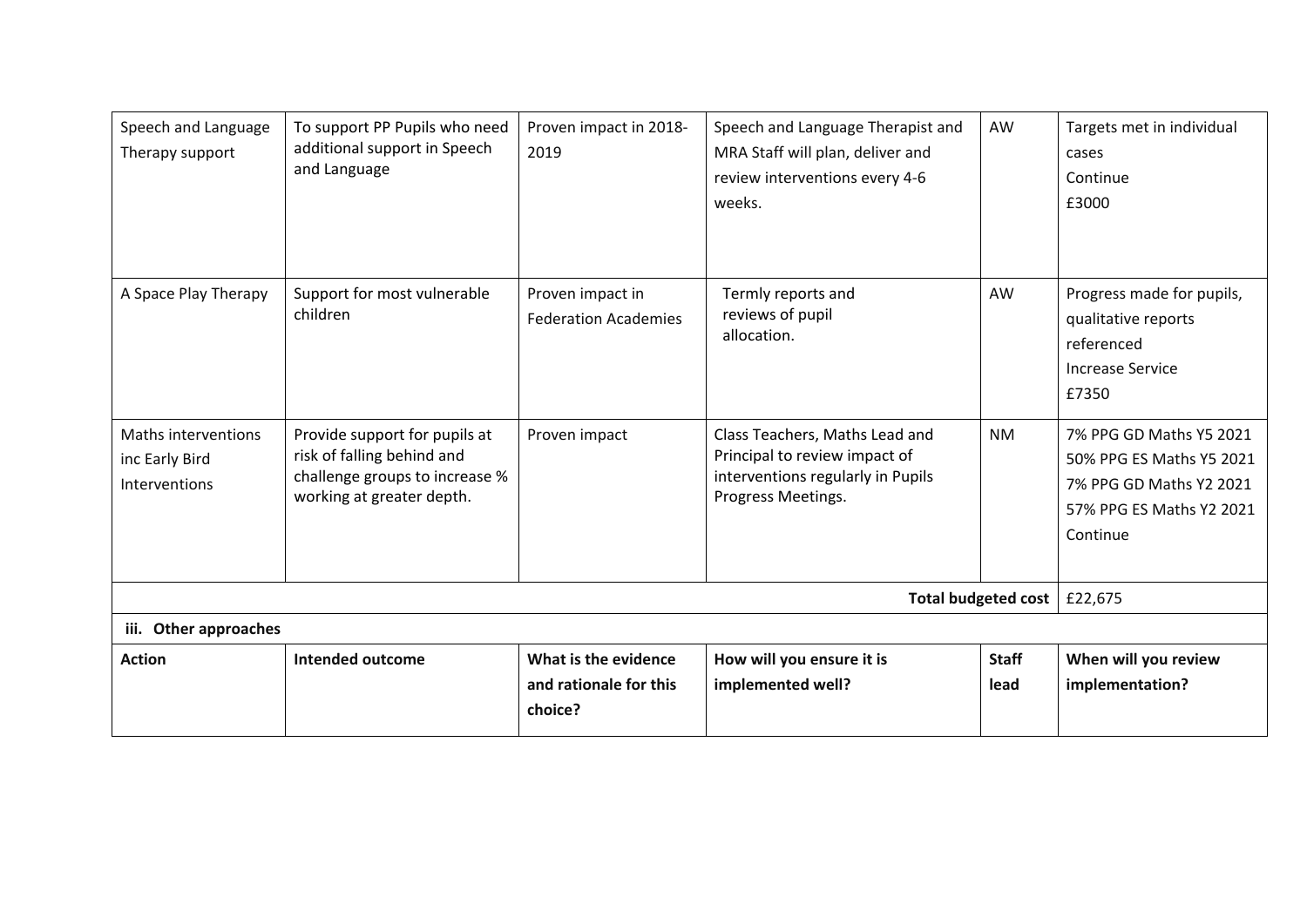| | | | | | |
|---|---|---|---|---|---|
| Speech and Language Therapy support | To support PP Pupils who need additional support in Speech and Language | Proven impact in 2018-2019 | Speech and Language Therapist and MRA Staff will plan, deliver and review interventions every 4-6 weeks. | AW | Targets met in individual cases<br>Continue<br>£3000 |
| A Space Play Therapy | Support for most vulnerable children | Proven impact in Federation Academies | Termly reports and reviews of pupil allocation. | AW | Progress made for pupils, qualitative reports referenced<br>Increase Service<br>£7350 |
| Maths interventions inc Early Bird Interventions | Provide support for pupils at risk of falling behind and challenge groups to increase % working at greater depth. | Proven impact | Class Teachers, Maths Lead and Principal to review impact of interventions regularly in Pupils Progress Meetings. | NM | 7% PPG GD Maths Y5 2021<br>50% PPG ES Maths Y5 2021<br>7% PPG GD Maths Y2 2021<br>57% PPG ES Maths Y2 2021<br>Continue |
| | | | | **Total budgeted cost** | £22,675 |

**iii. Other approaches**

| **Action** | **Intended outcome** | **What is the evidence and rationale for this choice?** | **How will you ensure it is implemented well?** | **Staff lead** | **When will you review implementation?** |
|---|---|---|---|---|---|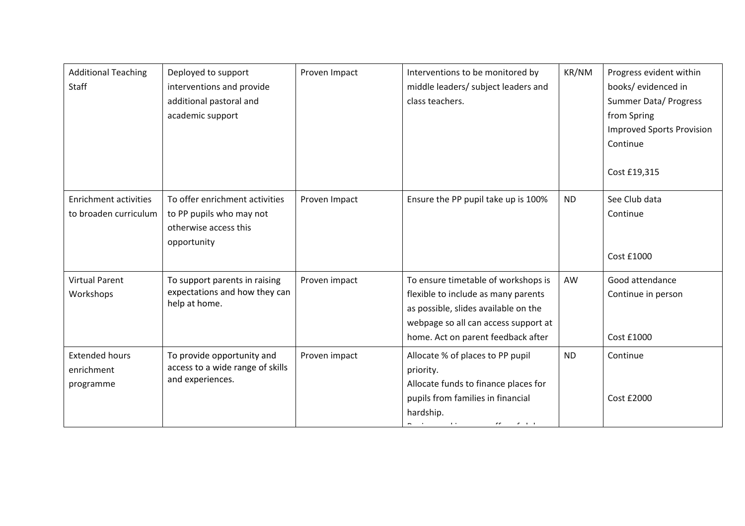| Additional Teaching Staff | Deployed to support interventions and provide additional pastoral and academic support | Proven Impact | Interventions to be monitored by middle leaders/ subject leaders and class teachers. | KR/NM | Progress evident within books/ evidenced in Summer Data/ Progress from Spring<br>Improved Sports Provision<br>Continue<br><br>Cost £19,315 |
|---|---|---|---|---|---|
| Enrichment activities to broaden curriculum | To offer enrichment activities to PP pupils who may not otherwise access this opportunity | Proven Impact | Ensure the PP pupil take up is 100% | ND | See Club data<br>Continue<br><br>Cost £1000 |
| Virtual Parent Workshops | To support parents in raising expectations and how they can help at home. | Proven impact | To ensure timetable of workshops is flexible to include as many parents as possible, slides available on the webpage so all can access support at home. Act on parent feedback after | AW | Good attendance<br>Continue in person<br><br>Cost £1000 |
| Extended hours enrichment programme | To provide opportunity and access to a wide range of skills and experiences. | Proven impact | Allocate % of places to PP pupil priority.<br>Allocate funds to finance places for pupils from families in financial hardship. | ND | Continue<br><br>Cost £2000 |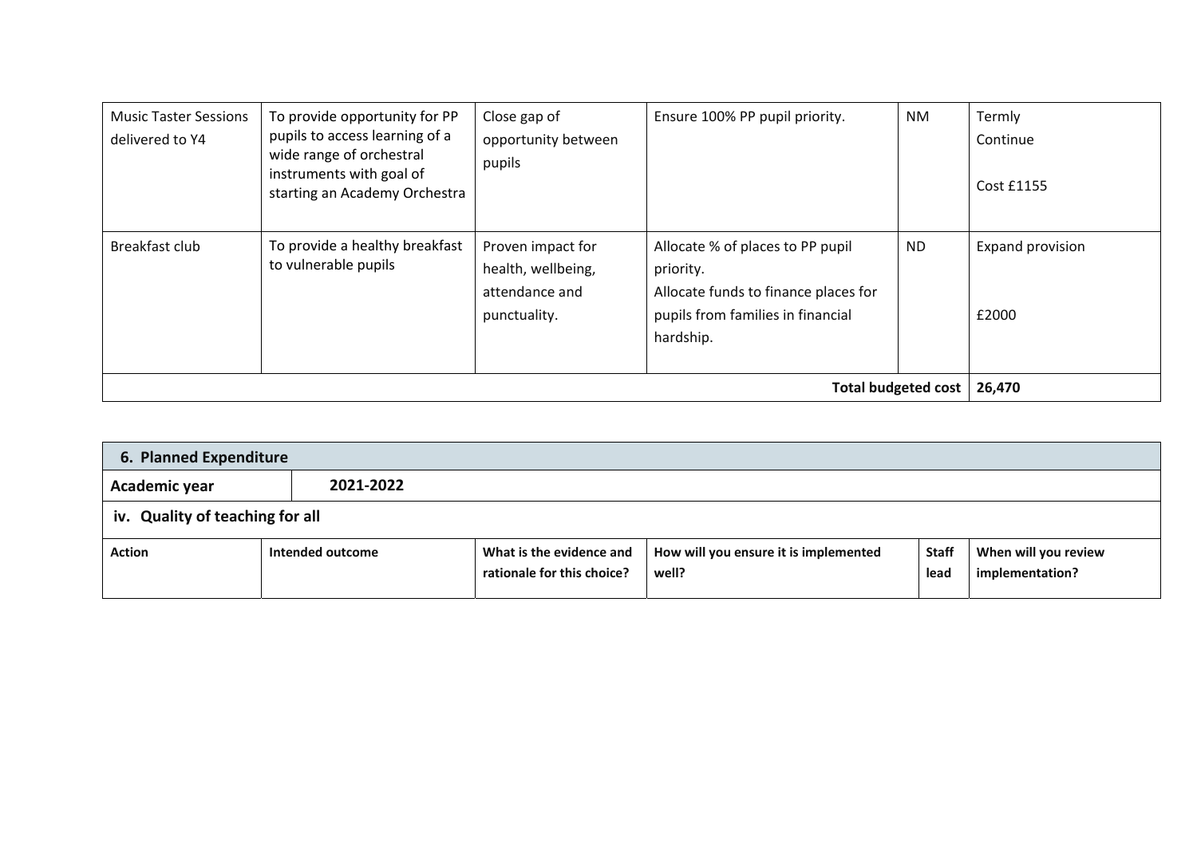| | | | | | |
|---|---|---|---|---|---|
| Music Taster Sessions delivered to Y4 | To provide opportunity for PP pupils to access learning of a wide range of orchestral instruments with goal of starting an Academy Orchestra | Close gap of opportunity between pupils | Ensure 100% PP pupil priority. | NM | Termly<br>Continue<br><br>Cost £1155 |
| Breakfast club | To provide a healthy breakfast to vulnerable pupils | Proven impact for health, wellbeing, attendance and punctuality. | Allocate % of places to PP pupil priority.<br>Allocate funds to finance places for pupils from families in financial hardship. | ND | Expand provision<br><br>£2000 |
| | | | | **Total budgeted cost** | **26,470** |

## 6. Planned Expenditure

| **Academic year** | **2021-2022** |
|---|---|

### iv. Quality of teaching for all

| Action | Intended outcome | What is the evidence and rationale for this choice? | How will you ensure it is implemented well? | Staff lead | When will you review implementation? |
|---|---|---|---|---|---|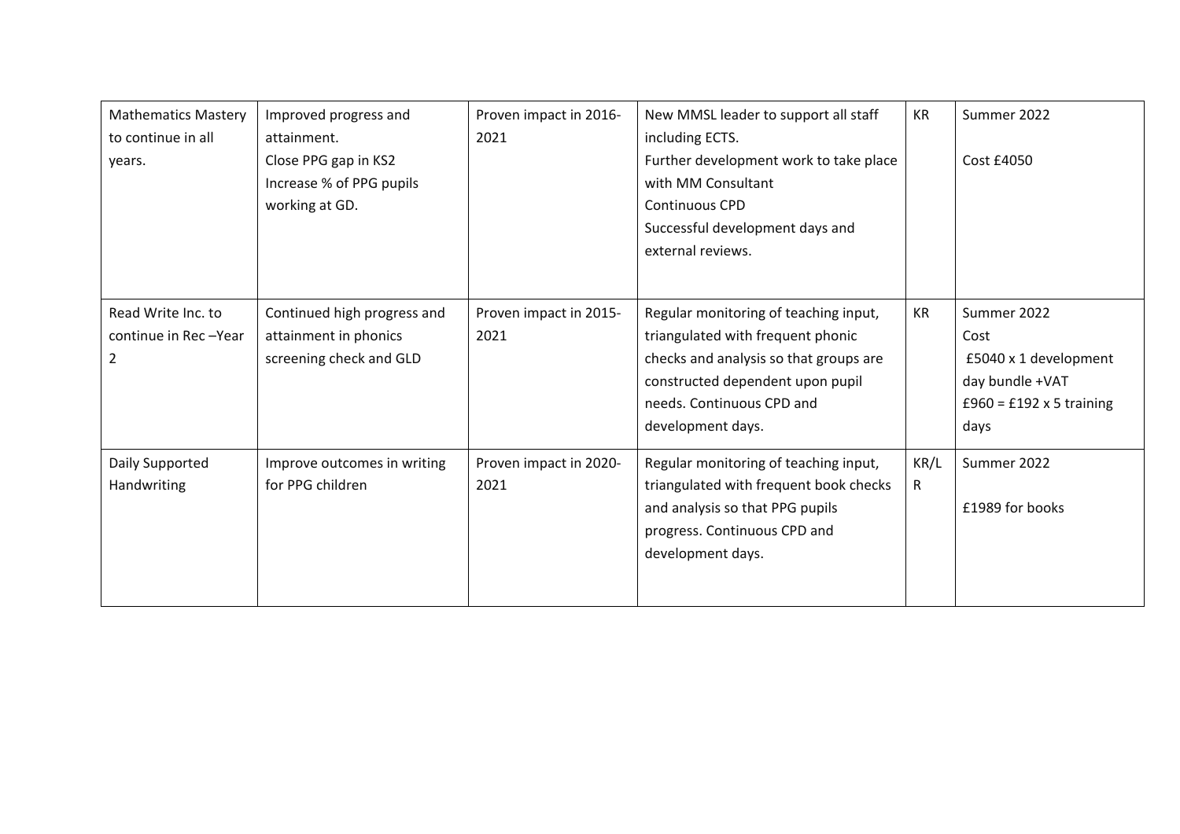| | | | | | |
|---|---|---|---|---|---|
| Mathematics Mastery to continue in all years. | Improved progress and attainment.<br>Close PPG gap in KS2<br>Increase % of PPG pupils working at GD. | Proven impact in 2016-2021 | New MMSL leader to support all staff including ECTS.<br>Further development work to take place with MM Consultant<br>Continuous CPD<br>Successful development days and external reviews. | KR | Summer 2022<br><br>Cost £4050 |
| Read Write Inc. to continue in Rec –Year 2 | Continued high progress and attainment in phonics screening check and GLD | Proven impact in 2015-2021 | Regular monitoring of teaching input, triangulated with frequent phonic checks and analysis so that groups are constructed dependent upon pupil needs. Continuous CPD and development days. | KR | Summer 2022<br>Cost<br>£5040 x 1 development day bundle +VAT<br>£960 = £192 x 5 training days |
| Daily Supported Handwriting | Improve outcomes in writing for PPG children | Proven impact in 2020-2021 | Regular monitoring of teaching input, triangulated with frequent book checks and analysis so that PPG pupils progress. Continuous CPD and development days. | KR/LR | Summer 2022<br><br>£1989 for books |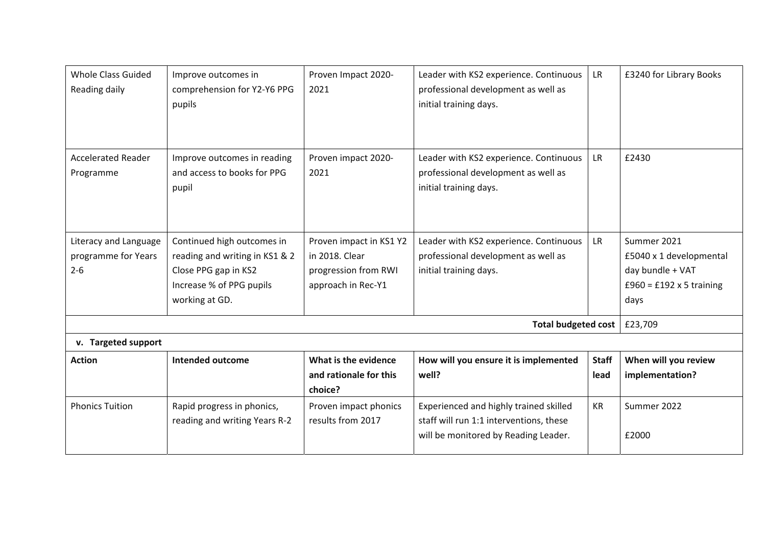| | | | | | |
|---|---|---|---|---|---|
| Whole Class Guided Reading daily | Improve outcomes in comprehension for Y2-Y6 PPG pupils | Proven Impact 2020-2021 | Leader with KS2 experience. Continuous professional development as well as initial training days. | LR | £3240 for Library Books |
| Accelerated Reader Programme | Improve outcomes in reading and access to books for PPG pupil | Proven impact 2020-2021 | Leader with KS2 experience. Continuous professional development as well as initial training days. | LR | £2430 |
| Literacy and Language programme for Years 2-6 | Continued high outcomes in reading and writing in KS1 & 2<br>Close PPG gap in KS2<br>Increase % of PPG pupils working at GD. | Proven impact in KS1 Y2 in 2018. Clear progression from RWI approach in Rec-Y1 | Leader with KS2 experience. Continuous professional development as well as initial training days. | LR | Summer 2021<br>£5040 x 1 developmental day bundle + VAT<br>£960 = £192 x 5 training days |
| | | | | **Total budgeted cost** | £23,709 |

**v. Targeted support**

| Action | Intended outcome | What is the evidence and rationale for this choice? | How will you ensure it is implemented well? | Staff lead | When will you review implementation? |
|---|---|---|---|---|---|
| Phonics Tuition | Rapid progress in phonics, reading and writing Years R-2 | Proven impact phonics results from 2017 | Experienced and highly trained skilled staff will run 1:1 interventions, these will be monitored by Reading Leader. | KR | Summer 2022<br><br>£2000 |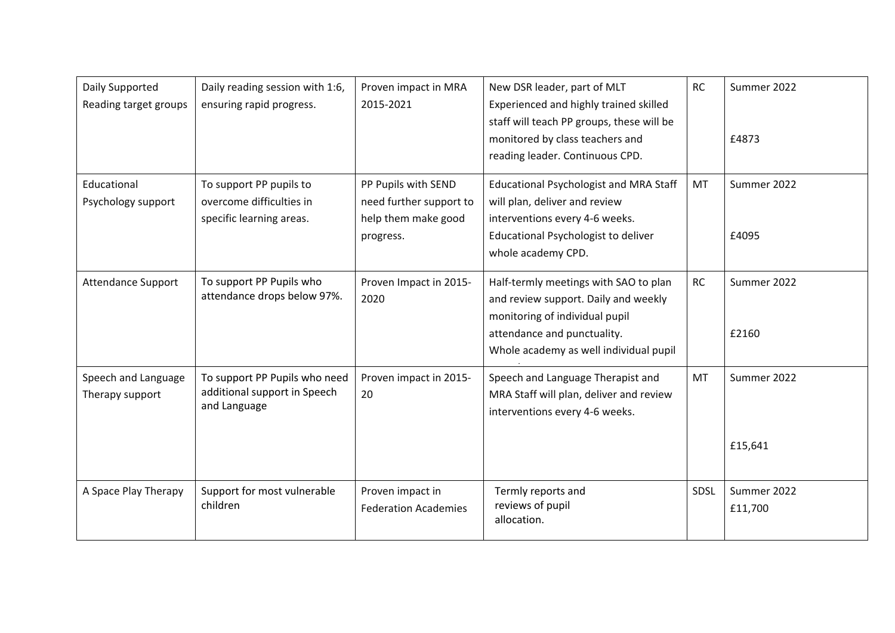| | | | | | |
|---|---|---|---|---|---|
| Daily Supported Reading target groups | Daily reading session with 1:6, ensuring rapid progress. | Proven impact in MRA 2015-2021 | New DSR leader, part of MLT Experienced and highly trained skilled staff will teach PP groups, these will be monitored by class teachers and reading leader. Continuous CPD. | RC | Summer 2022<br><br>£4873 |
| Educational Psychology support | To support PP pupils to overcome difficulties in specific learning areas. | PP Pupils with SEND need further support to help them make good progress. | Educational Psychologist and MRA Staff will plan, deliver and review interventions every 4-6 weeks.<br>Educational Psychologist to deliver whole academy CPD. | MT | Summer 2022<br><br>£4095 |
| Attendance Support | To support PP Pupils who attendance drops below 97%. | Proven Impact in 2015-2020 | Half-termly meetings with SAO to plan and review support. Daily and weekly monitoring of individual pupil attendance and punctuality.<br>Whole academy as well individual pupil | RC | Summer 2022<br><br>£2160 |
| Speech and Language Therapy support | To support PP Pupils who need additional support in Speech and Language | Proven impact in 2015-20 | Speech and Language Therapist and MRA Staff will plan, deliver and review interventions every 4-6 weeks. | MT | Summer 2022<br><br>£15,641 |
| A Space Play Therapy | Support for most vulnerable children | Proven impact in Federation Academies | Termly reports and reviews of pupil allocation. | SDSL | Summer 2022<br>£11,700 |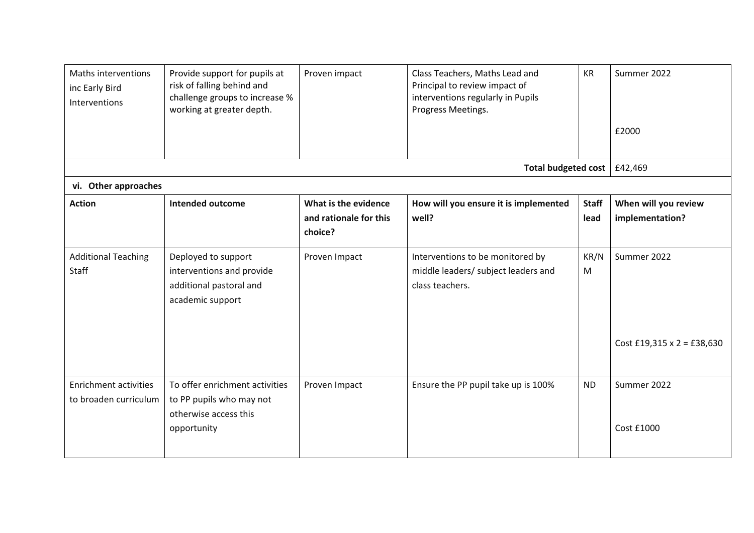| Maths interventions inc Early Bird Interventions | Provide support for pupils at risk of falling behind and challenge groups to increase % working at greater depth. | Proven impact | Class Teachers, Maths Lead and Principal to review impact of interventions regularly in Pupils Progress Meetings. | KR | Summer 2022<br><br>£2000 |
| --- | --- | --- | --- | --- | --- |
| | | | | **Total budgeted cost** | £42,469 |

**vi. Other approaches**

| Action | Intended outcome | What is the evidence and rationale for this choice? | How will you ensure it is implemented well? | Staff lead | When will you review implementation? |
| --- | --- | --- | --- | --- | --- |
| Additional Teaching Staff | Deployed to support interventions and provide additional pastoral and academic support | Proven Impact | Interventions to be monitored by middle leaders/ subject leaders and class teachers. | KR/NM | Summer 2022<br><br>Cost £19,315 x 2 = £38,630 |
| Enrichment activities to broaden curriculum | To offer enrichment activities to PP pupils who may not otherwise access this opportunity | Proven Impact | Ensure the PP pupil take up is 100% | ND | Summer 2022<br><br>Cost £1000 |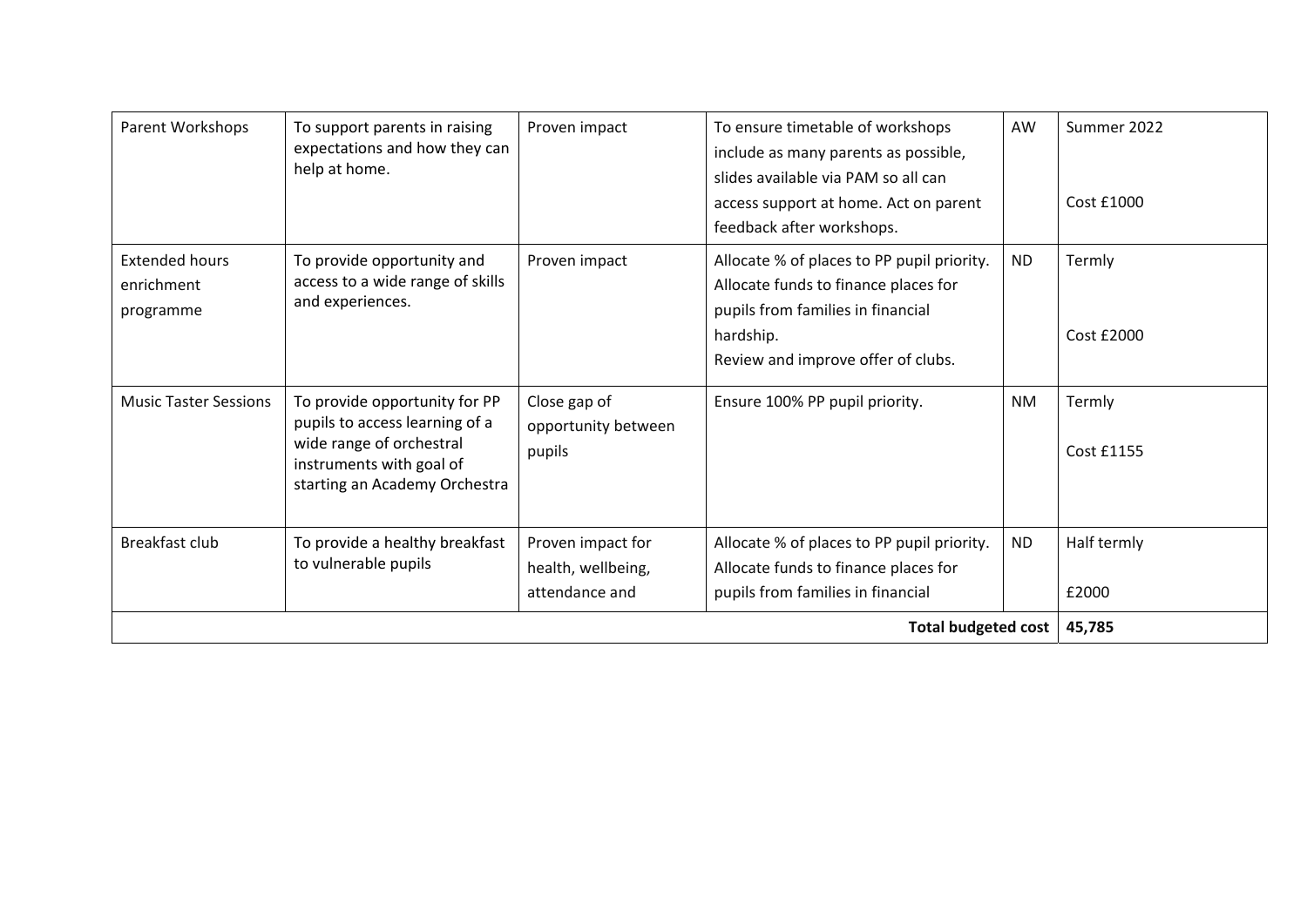| | | | | | |
|---|---|---|---|---|---|
| Parent Workshops | To support parents in raising expectations and how they can help at home. | Proven impact | To ensure timetable of workshops include as many parents as possible, slides available via PAM so all can access support at home. Act on parent feedback after workshops. | AW | Summer 2022<br><br>Cost £1000 |
| Extended hours enrichment programme | To provide opportunity and access to a wide range of skills and experiences. | Proven impact | Allocate % of places to PP pupil priority. Allocate funds to finance places for pupils from families in financial hardship.<br>Review and improve offer of clubs. | ND | Termly<br><br>Cost £2000 |
| Music Taster Sessions | To provide opportunity for PP pupils to access learning of a wide range of orchestral instruments with goal of starting an Academy Orchestra | Close gap of opportunity between pupils | Ensure 100% PP pupil priority. | NM | Termly<br><br>Cost £1155 |
| Breakfast club | To provide a healthy breakfast to vulnerable pupils | Proven impact for health, wellbeing, attendance and | Allocate % of places to PP pupil priority. Allocate funds to finance places for pupils from families in financial | ND | Half termly<br><br>£2000 |
| | | | | **Total budgeted cost** | **45,785** |